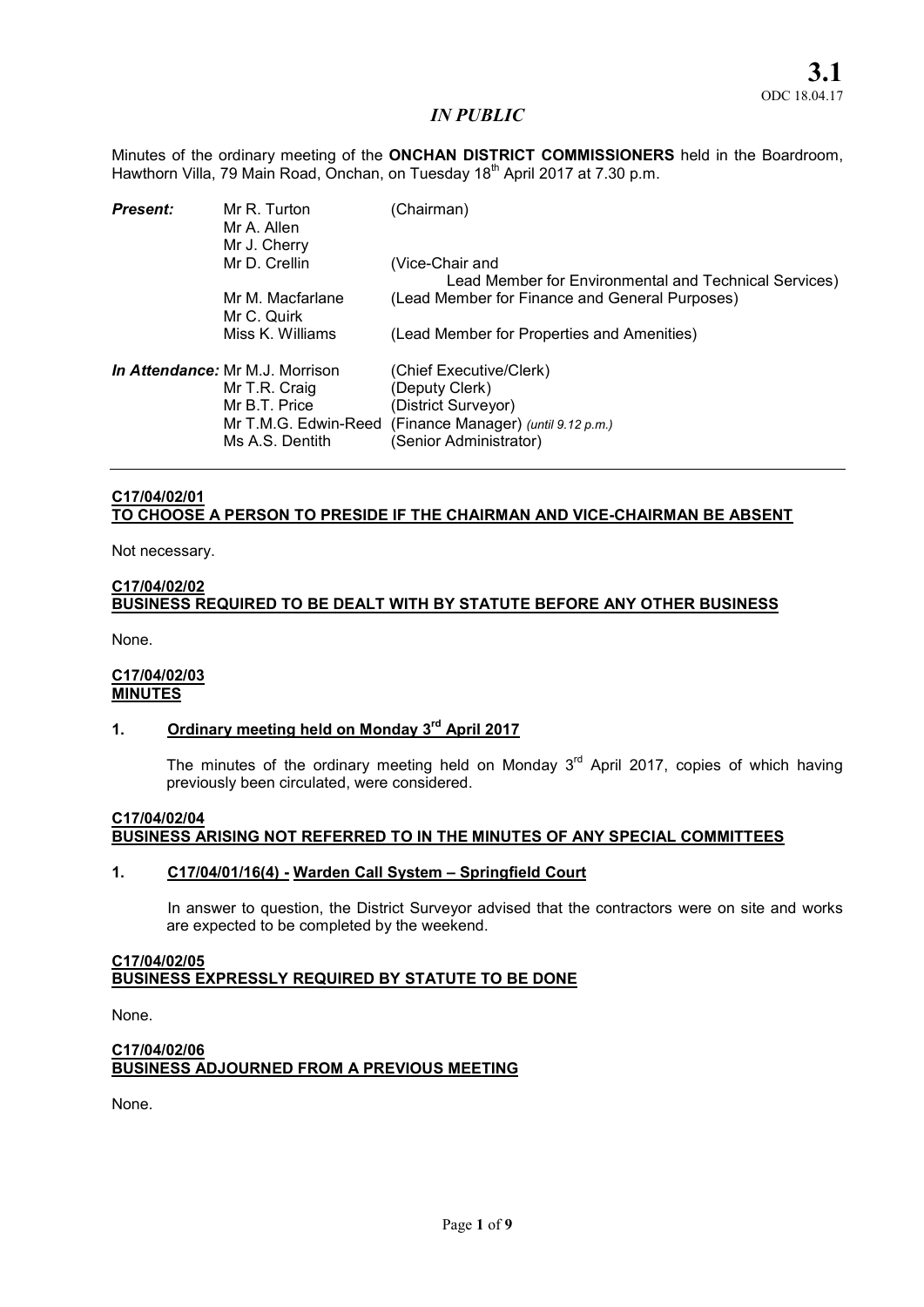**3.1**
ODC 18.04.17

*IN PUBLIC*

Minutes of the ordinary meeting of the **ONCHAN DISTRICT COMMISSIONERS** held in the Boardroom, Hawthorn Villa, 79 Main Road, Onchan, on Tuesday 18th April 2017 at 7.30 p.m.

| | | |
|---|---|---|
| ***Present:*** | Mr R. Turton | (Chairman) |
| | Mr A. Allen | |
| | Mr J. Cherry | |
| | Mr D. Crellin | (Vice-Chair and Lead Member for Environmental and Technical Services) |
| | Mr M. Macfarlane | (Lead Member for Finance and General Purposes) |
| | Mr C. Quirk | |
| | Miss K. Williams | (Lead Member for Properties and Amenities) |
| ***In Attendance:*** | Mr M.J. Morrison | (Chief Executive/Clerk) |
| | Mr T.R. Craig | (Deputy Clerk) |
| | Mr B.T. Price | (District Surveyor) |
| | Mr T.M.G. Edwin-Reed | (Finance Manager) *(until 9.12 p.m.)* |
| | Ms A.S. Dentith | (Senior Administrator) |

**C17/04/02/01**
**TO CHOOSE A PERSON TO PRESIDE IF THE CHAIRMAN AND VICE-CHAIRMAN BE ABSENT**

Not necessary.

**C17/04/02/02**
**BUSINESS REQUIRED TO BE DEALT WITH BY STATUTE BEFORE ANY OTHER BUSINESS**

None.

**C17/04/02/03**
**MINUTES**

**1. Ordinary meeting held on Monday 3rd April 2017**

The minutes of the ordinary meeting held on Monday 3rd April 2017, copies of which having previously been circulated, were considered.

**C17/04/02/04**
**BUSINESS ARISING NOT REFERRED TO IN THE MINUTES OF ANY SPECIAL COMMITTEES**

**1. C17/04/01/16(4) - Warden Call System – Springfield Court**

In answer to question, the District Surveyor advised that the contractors were on site and works are expected to be completed by the weekend.

**C17/04/02/05**
**BUSINESS EXPRESSLY REQUIRED BY STATUTE TO BE DONE**

None.

**C17/04/02/06**
**BUSINESS ADJOURNED FROM A PREVIOUS MEETING**

None.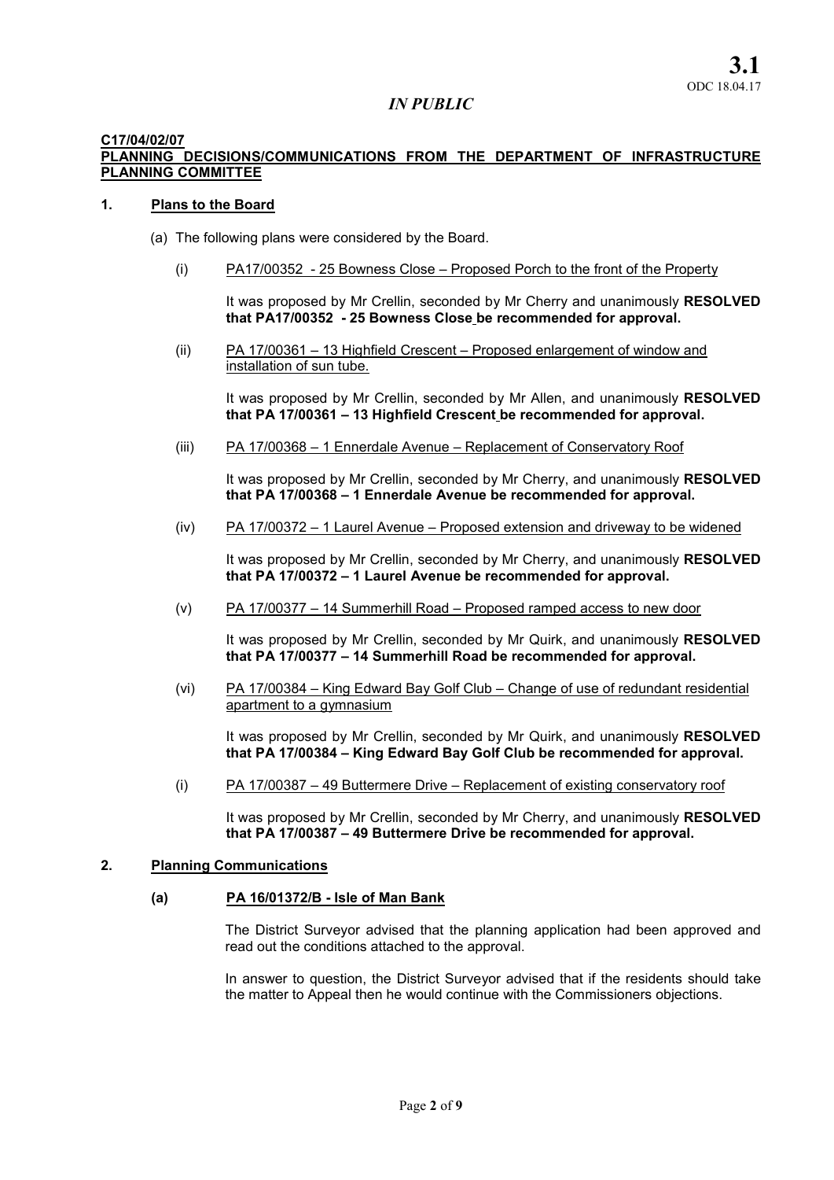**3.1**
ODC 18.04.17

*IN PUBLIC*

**C17/04/02/07**
**PLANNING DECISIONS/COMMUNICATIONS FROM THE DEPARTMENT OF INFRASTRUCTURE PLANNING COMMITTEE**

## 1. Plans to the Board

(a) The following plans were considered by the Board.

(i) PA17/00352 - 25 Bowness Close – Proposed Porch to the front of the Property

It was proposed by Mr Crellin, seconded by Mr Cherry and unanimously **RESOLVED that PA17/00352 - 25 Bowness Close be recommended for approval.**

(ii) PA 17/00361 – 13 Highfield Crescent – Proposed enlargement of window and installation of sun tube.

It was proposed by Mr Crellin, seconded by Mr Allen, and unanimously **RESOLVED that PA 17/00361 – 13 Highfield Crescent be recommended for approval.**

(iii) PA 17/00368 – 1 Ennerdale Avenue – Replacement of Conservatory Roof

It was proposed by Mr Crellin, seconded by Mr Cherry, and unanimously **RESOLVED that PA 17/00368 – 1 Ennerdale Avenue be recommended for approval.**

(iv) PA 17/00372 – 1 Laurel Avenue – Proposed extension and driveway to be widened

It was proposed by Mr Crellin, seconded by Mr Cherry, and unanimously **RESOLVED that PA 17/00372 – 1 Laurel Avenue be recommended for approval.**

(v) PA 17/00377 – 14 Summerhill Road – Proposed ramped access to new door

It was proposed by Mr Crellin, seconded by Mr Quirk, and unanimously **RESOLVED that PA 17/00377 – 14 Summerhill Road be recommended for approval.**

(vi) PA 17/00384 – King Edward Bay Golf Club – Change of use of redundant residential apartment to a gymnasium

It was proposed by Mr Crellin, seconded by Mr Quirk, and unanimously **RESOLVED that PA 17/00384 – King Edward Bay Golf Club be recommended for approval.**

(i) PA 17/00387 – 49 Buttermere Drive – Replacement of existing conservatory roof

It was proposed by Mr Crellin, seconded by Mr Cherry, and unanimously **RESOLVED that PA 17/00387 – 49 Buttermere Drive be recommended for approval.**

## 2. Planning Communications

### (a) PA 16/01372/B - Isle of Man Bank

The District Surveyor advised that the planning application had been approved and read out the conditions attached to the approval.

In answer to question, the District Surveyor advised that if the residents should take the matter to Appeal then he would continue with the Commissioners objections.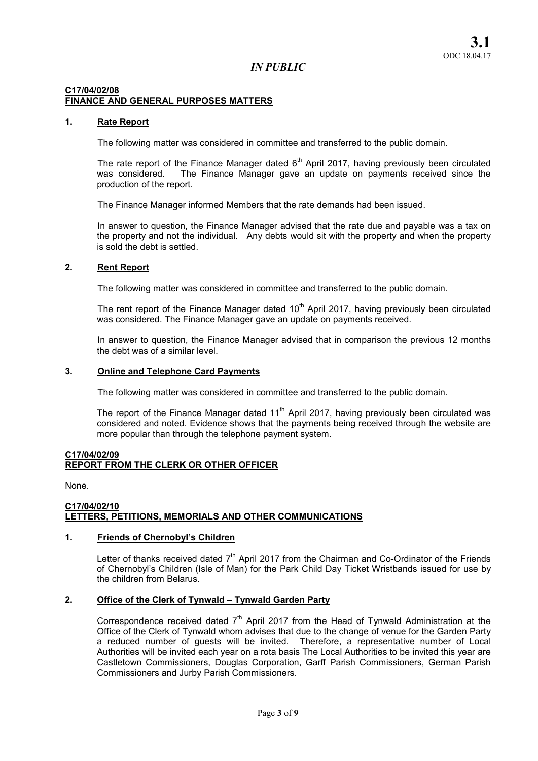**3.1**
ODC 18.04.17

*IN PUBLIC*

**C17/04/02/08**
**FINANCE AND GENERAL PURPOSES MATTERS**

**1. Rate Report**

The following matter was considered in committee and transferred to the public domain.

The rate report of the Finance Manager dated 6th April 2017, having previously been circulated was considered. The Finance Manager gave an update on payments received since the production of the report.

The Finance Manager informed Members that the rate demands had been issued.

In answer to question, the Finance Manager advised that the rate due and payable was a tax on the property and not the individual. Any debts would sit with the property and when the property is sold the debt is settled.

**2. Rent Report**

The following matter was considered in committee and transferred to the public domain.

The rent report of the Finance Manager dated 10th April 2017, having previously been circulated was considered. The Finance Manager gave an update on payments received.

In answer to question, the Finance Manager advised that in comparison the previous 12 months the debt was of a similar level.

**3. Online and Telephone Card Payments**

The following matter was considered in committee and transferred to the public domain.

The report of the Finance Manager dated 11th April 2017, having previously been circulated was considered and noted. Evidence shows that the payments being received through the website are more popular than through the telephone payment system.

**C17/04/02/09**
**REPORT FROM THE CLERK OR OTHER OFFICER**

None.

**C17/04/02/10**
**LETTERS, PETITIONS, MEMORIALS AND OTHER COMMUNICATIONS**

**1. Friends of Chernobyl's Children**

Letter of thanks received dated 7th April 2017 from the Chairman and Co-Ordinator of the Friends of Chernobyl's Children (Isle of Man) for the Park Child Day Ticket Wristbands issued for use by the children from Belarus.

**2. Office of the Clerk of Tynwald – Tynwald Garden Party**

Correspondence received dated 7th April 2017 from the Head of Tynwald Administration at the Office of the Clerk of Tynwald whom advises that due to the change of venue for the Garden Party a reduced number of guests will be invited. Therefore, a representative number of Local Authorities will be invited each year on a rota basis The Local Authorities to be invited this year are Castletown Commissioners, Douglas Corporation, Garff Parish Commissioners, German Parish Commissioners and Jurby Parish Commissioners.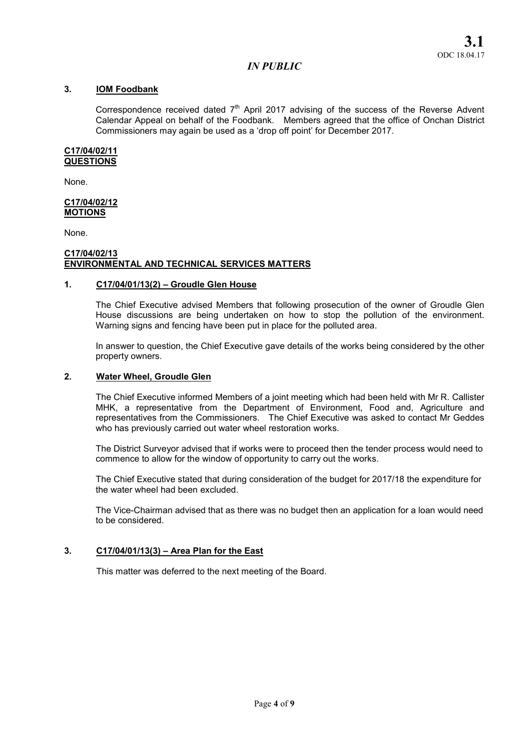*IN PUBLIC*

**3. IOM Foodbank**

Correspondence received dated 7th April 2017 advising of the success of the Reverse Advent Calendar Appeal on behalf of the Foodbank. Members agreed that the office of Onchan District Commissioners may again be used as a 'drop off point' for December 2017.

**C17/04/02/11**
**QUESTIONS**

None.

**C17/04/02/12**
**MOTIONS**

None.

**C17/04/02/13**
**ENVIRONMENTAL AND TECHNICAL SERVICES MATTERS**

**1. C17/04/01/13(2) – Groudle Glen House**

The Chief Executive advised Members that following prosecution of the owner of Groudle Glen House discussions are being undertaken on how to stop the pollution of the environment. Warning signs and fencing have been put in place for the polluted area.

In answer to question, the Chief Executive gave details of the works being considered by the other property owners.

**2. Water Wheel, Groudle Glen**

The Chief Executive informed Members of a joint meeting which had been held with Mr R. Callister MHK, a representative from the Department of Environment, Food and, Agriculture and representatives from the Commissioners. The Chief Executive was asked to contact Mr Geddes who has previously carried out water wheel restoration works.

The District Surveyor advised that if works were to proceed then the tender process would need to commence to allow for the window of opportunity to carry out the works.

The Chief Executive stated that during consideration of the budget for 2017/18 the expenditure for the water wheel had been excluded.

The Vice-Chairman advised that as there was no budget then an application for a loan would need to be considered.

**3. C17/04/01/13(3) – Area Plan for the East**

This matter was deferred to the next meeting of the Board.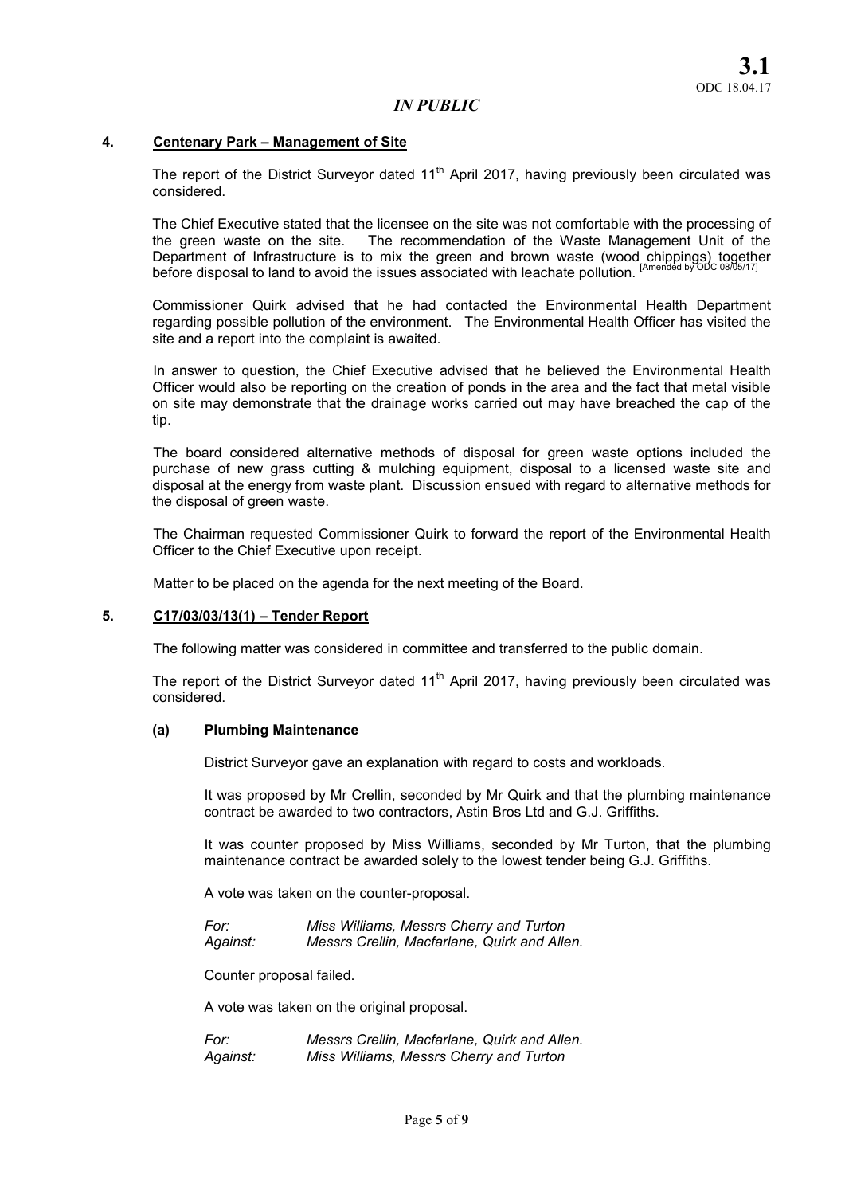**3.1**
ODC 18.04.17

*IN PUBLIC*

## 4. Centenary Park – Management of Site

The report of the District Surveyor dated 11th April 2017, having previously been circulated was considered.

The Chief Executive stated that the licensee on the site was not comfortable with the processing of the green waste on the site. The recommendation of the Waste Management Unit of the Department of Infrastructure is to mix the green and brown waste (wood chippings) together before disposal to land to avoid the issues associated with leachate pollution. [Amended by ODC 08/05/17]

Commissioner Quirk advised that he had contacted the Environmental Health Department regarding possible pollution of the environment. The Environmental Health Officer has visited the site and a report into the complaint is awaited.

In answer to question, the Chief Executive advised that he believed the Environmental Health Officer would also be reporting on the creation of ponds in the area and the fact that metal visible on site may demonstrate that the drainage works carried out may have breached the cap of the tip.

The board considered alternative methods of disposal for green waste options included the purchase of new grass cutting & mulching equipment, disposal to a licensed waste site and disposal at the energy from waste plant. Discussion ensued with regard to alternative methods for the disposal of green waste.

The Chairman requested Commissioner Quirk to forward the report of the Environmental Health Officer to the Chief Executive upon receipt.

Matter to be placed on the agenda for the next meeting of the Board.

## 5. C17/03/03/13(1) – Tender Report

The following matter was considered in committee and transferred to the public domain.

The report of the District Surveyor dated 11th April 2017, having previously been circulated was considered.

### (a) Plumbing Maintenance

District Surveyor gave an explanation with regard to costs and workloads.

It was proposed by Mr Crellin, seconded by Mr Quirk and that the plumbing maintenance contract be awarded to two contractors, Astin Bros Ltd and G.J. Griffiths.

It was counter proposed by Miss Williams, seconded by Mr Turton, that the plumbing maintenance contract be awarded solely to the lowest tender being G.J. Griffiths.

A vote was taken on the counter-proposal.

*For:* *Miss Williams, Messrs Cherry and Turton*
*Against:* *Messrs Crellin, Macfarlane, Quirk and Allen.*

Counter proposal failed.

A vote was taken on the original proposal.

*For:* *Messrs Crellin, Macfarlane, Quirk and Allen.*
*Against:* *Miss Williams, Messrs Cherry and Turton*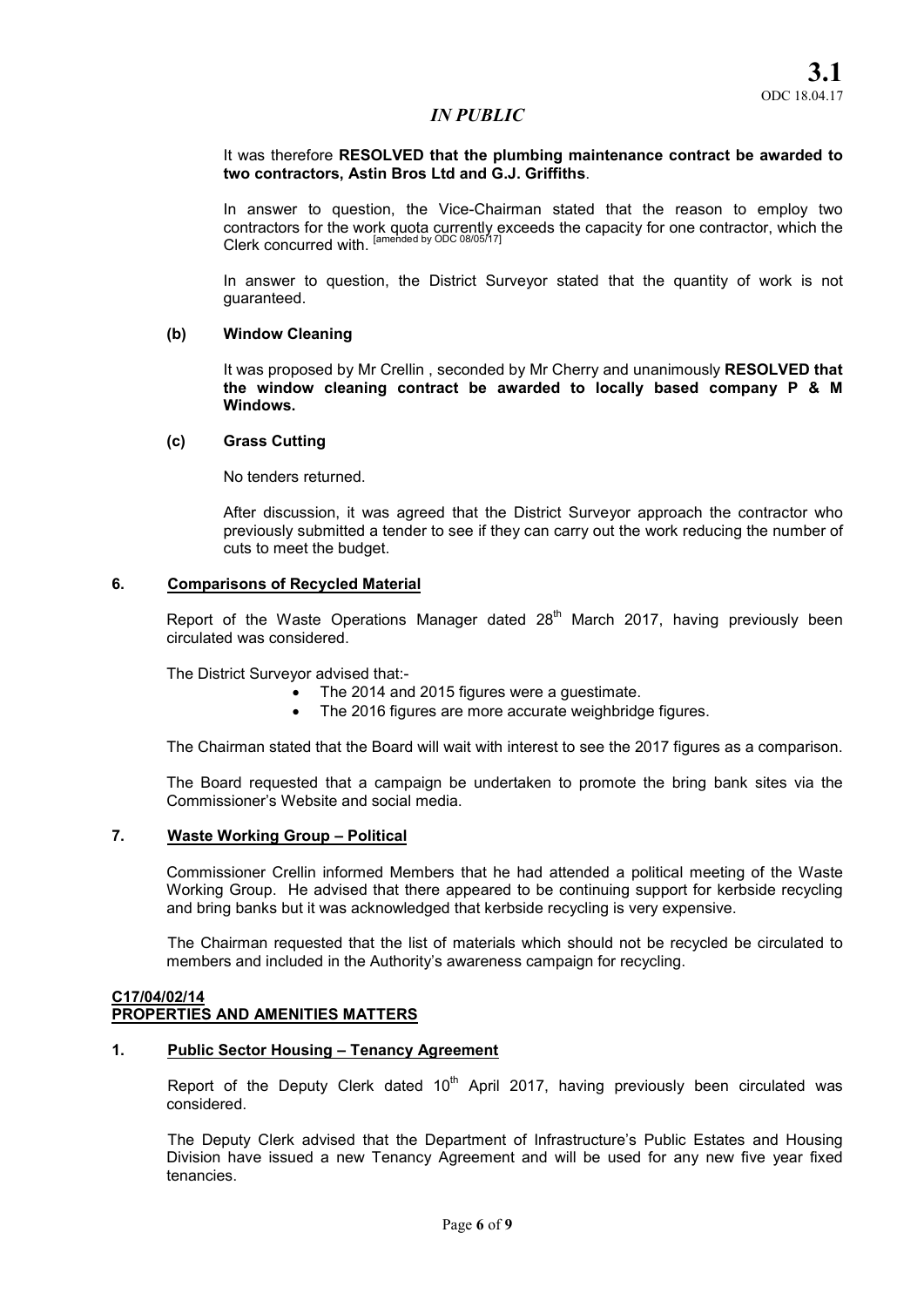*IN PUBLIC*

It was therefore **RESOLVED that the plumbing maintenance contract be awarded to two contractors, Astin Bros Ltd and G.J. Griffiths**.

In answer to question, the Vice-Chairman stated that the reason to employ two contractors for the work quota currently exceeds the capacity for one contractor, which the Clerk concurred with. [amended by ODC 08/05/17]

In answer to question, the District Surveyor stated that the quantity of work is not guaranteed.

**(b) Window Cleaning**

It was proposed by Mr Crellin , seconded by Mr Cherry and unanimously **RESOLVED that the window cleaning contract be awarded to locally based company P & M Windows.**

**(c) Grass Cutting**

No tenders returned.

After discussion, it was agreed that the District Surveyor approach the contractor who previously submitted a tender to see if they can carry out the work reducing the number of cuts to meet the budget.

**6. Comparisons of Recycled Material**

Report of the Waste Operations Manager dated 28th March 2017, having previously been circulated was considered.

The District Surveyor advised that:-

- The 2014 and 2015 figures were a guestimate.
- The 2016 figures are more accurate weighbridge figures.

The Chairman stated that the Board will wait with interest to see the 2017 figures as a comparison.

The Board requested that a campaign be undertaken to promote the bring bank sites via the Commissioner's Website and social media.

**7. Waste Working Group – Political**

Commissioner Crellin informed Members that he had attended a political meeting of the Waste Working Group. He advised that there appeared to be continuing support for kerbside recycling and bring banks but it was acknowledged that kerbside recycling is very expensive.

The Chairman requested that the list of materials which should not be recycled be circulated to members and included in the Authority's awareness campaign for recycling.

**C17/04/02/14**
**PROPERTIES AND AMENITIES MATTERS**

**1. Public Sector Housing – Tenancy Agreement**

Report of the Deputy Clerk dated 10th April 2017, having previously been circulated was considered.

The Deputy Clerk advised that the Department of Infrastructure's Public Estates and Housing Division have issued a new Tenancy Agreement and will be used for any new five year fixed tenancies.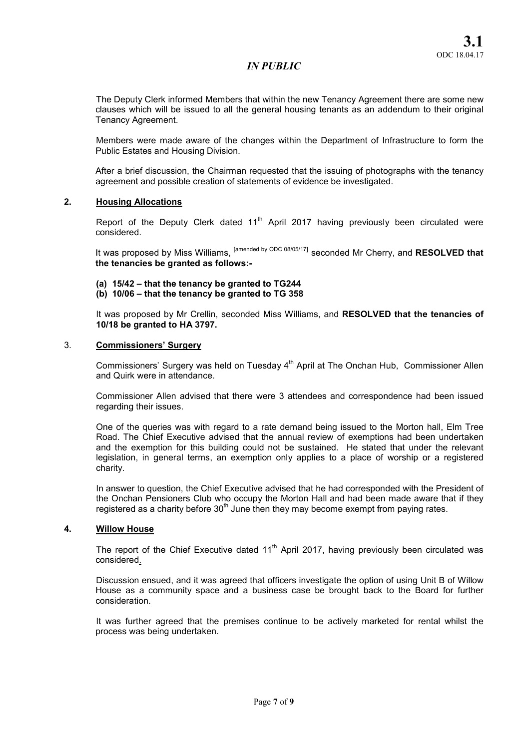The Deputy Clerk informed Members that within the new Tenancy Agreement there are some new clauses which will be issued to all the general housing tenants as an addendum to their original Tenancy Agreement.

Members were made aware of the changes within the Department of Infrastructure to form the Public Estates and Housing Division.

After a brief discussion, the Chairman requested that the issuing of photographs with the tenancy agreement and possible creation of statements of evidence be investigated.

**2. <u>Housing Allocations</u>**

Report of the Deputy Clerk dated 11th April 2017 having previously been circulated were considered.

It was proposed by Miss Williams, [amended by ODC 08/05/17] seconded Mr Cherry, and **RESOLVED that the tenancies be granted as follows:-**

**(a) 15/42 – that the tenancy be granted to TG244**
**(b) 10/06 – that the tenancy be granted to TG 358**

It was proposed by Mr Crellin, seconded Miss Williams, and **RESOLVED that the tenancies of 10/18 be granted to HA 3797.**

3. **<u>Commissioners' Surgery</u>**

Commissioners' Surgery was held on Tuesday 4th April at The Onchan Hub, Commissioner Allen and Quirk were in attendance.

Commissioner Allen advised that there were 3 attendees and correspondence had been issued regarding their issues.

One of the queries was with regard to a rate demand being issued to the Morton hall, Elm Tree Road. The Chief Executive advised that the annual review of exemptions had been undertaken and the exemption for this building could not be sustained. He stated that under the relevant legislation, in general terms, an exemption only applies to a place of worship or a registered charity.

In answer to question, the Chief Executive advised that he had corresponded with the President of the Onchan Pensioners Club who occupy the Morton Hall and had been made aware that if they registered as a charity before 30th June then they may become exempt from paying rates.

**4. <u>Willow House</u>**

The report of the Chief Executive dated 11th April 2017, having previously been circulated was considered.

Discussion ensued, and it was agreed that officers investigate the option of using Unit B of Willow House as a community space and a business case be brought back to the Board for further consideration.

It was further agreed that the premises continue to be actively marketed for rental whilst the process was being undertaken.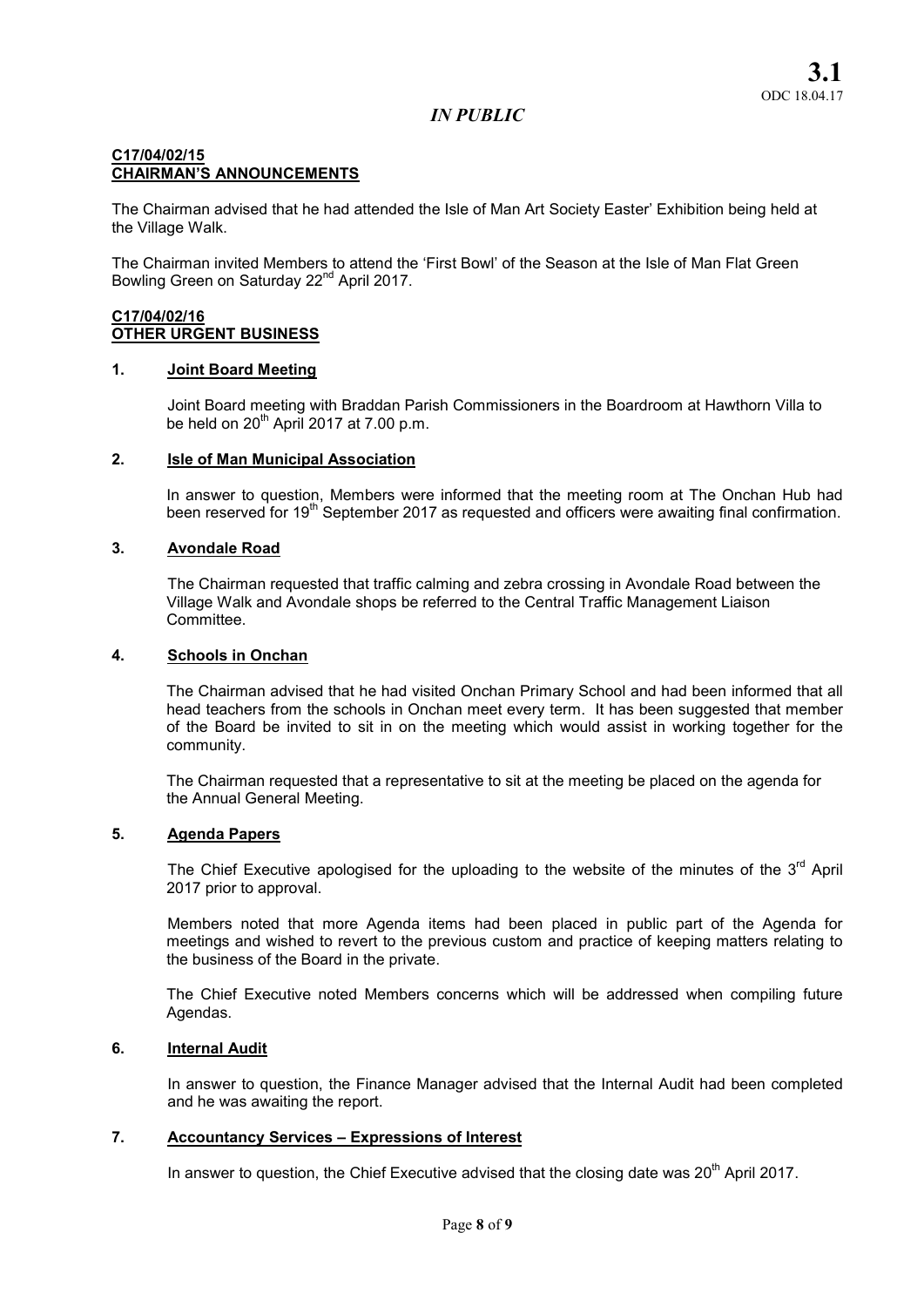*IN PUBLIC*

**C17/04/02/15**
**CHAIRMAN'S ANNOUNCEMENTS**

The Chairman advised that he had attended the Isle of Man Art Society Easter' Exhibition being held at the Village Walk.

The Chairman invited Members to attend the 'First Bowl' of the Season at the Isle of Man Flat Green Bowling Green on Saturday 22nd April 2017.

**C17/04/02/16**
**OTHER URGENT BUSINESS**

**1. Joint Board Meeting**

Joint Board meeting with Braddan Parish Commissioners in the Boardroom at Hawthorn Villa to be held on 20th April 2017 at 7.00 p.m.

**2. Isle of Man Municipal Association**

In answer to question, Members were informed that the meeting room at The Onchan Hub had been reserved for 19th September 2017 as requested and officers were awaiting final confirmation.

**3. Avondale Road**

The Chairman requested that traffic calming and zebra crossing in Avondale Road between the Village Walk and Avondale shops be referred to the Central Traffic Management Liaison Committee.

**4. Schools in Onchan**

The Chairman advised that he had visited Onchan Primary School and had been informed that all head teachers from the schools in Onchan meet every term. It has been suggested that member of the Board be invited to sit in on the meeting which would assist in working together for the community.

The Chairman requested that a representative to sit at the meeting be placed on the agenda for the Annual General Meeting.

**5. Agenda Papers**

The Chief Executive apologised for the uploading to the website of the minutes of the 3rd April 2017 prior to approval.

Members noted that more Agenda items had been placed in public part of the Agenda for meetings and wished to revert to the previous custom and practice of keeping matters relating to the business of the Board in the private.

The Chief Executive noted Members concerns which will be addressed when compiling future Agendas.

**6. Internal Audit**

In answer to question, the Finance Manager advised that the Internal Audit had been completed and he was awaiting the report.

**7. Accountancy Services – Expressions of Interest**

In answer to question, the Chief Executive advised that the closing date was 20th April 2017.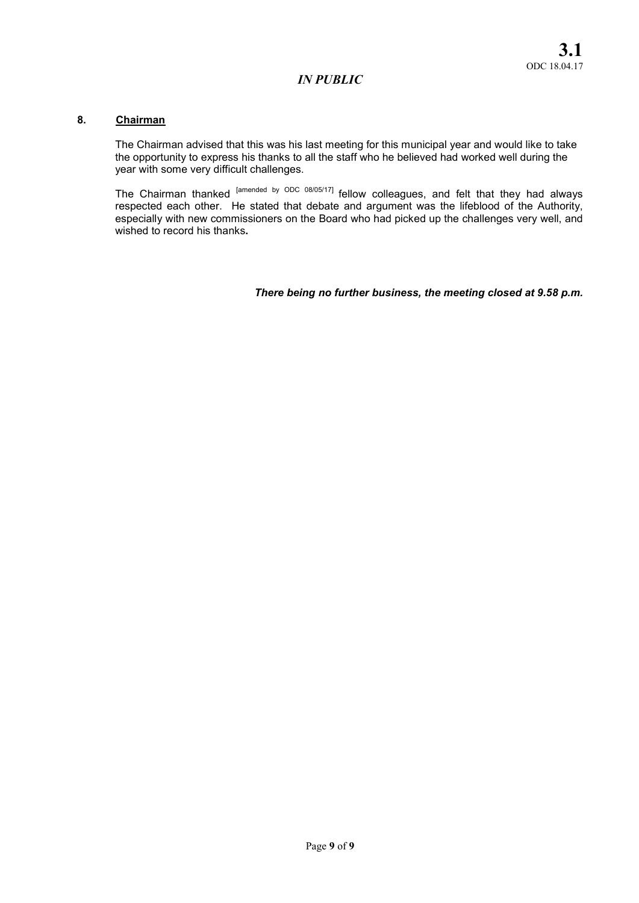# IN PUBLIC

### 8. Chairman

The Chairman advised that this was his last meeting for this municipal year and would like to take the opportunity to express his thanks to all the staff who he believed had worked well during the year with some very difficult challenges.

The Chairman thanked [amended by ODC 08/05/17] fellow colleagues, and felt that they had always respected each other. He stated that debate and argument was the lifeblood of the Authority, especially with new commissioners on the Board who had picked up the challenges very well, and wished to record his thanks.

***There being no further business, the meeting closed at 9.58 p.m.***